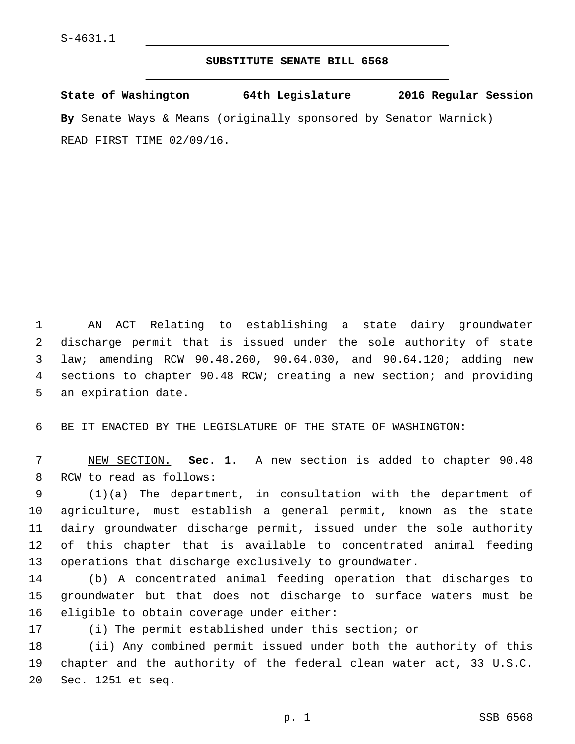S-4631.1

# SUBSTITUTE SENATE BILL 6568

**State of Washington 64th Legislature 2016 Regular Session**

**By** Senate Ways & Means (originally sponsored by Senator Warnick)

READ FIRST TIME 02/09/16.

AN ACT Relating to establishing a state dairy groundwater discharge permit that is issued under the sole authority of state law; amending RCW 90.48.260, 90.64.030, and 90.64.120; adding new sections to chapter 90.48 RCW; creating a new section; and providing an expiration date.

BE IT ENACTED BY THE LEGISLATURE OF THE STATE OF WASHINGTON:

NEW SECTION. **Sec. 1.** A new section is added to chapter 90.48 RCW to read as follows:

(1)(a) The department, in consultation with the department of agriculture, must establish a general permit, known as the state dairy groundwater discharge permit, issued under the sole authority of this chapter that is available to concentrated animal feeding operations that discharge exclusively to groundwater.

(b) A concentrated animal feeding operation that discharges to groundwater but that does not discharge to surface waters must be eligible to obtain coverage under either:

(i) The permit established under this section; or

(ii) Any combined permit issued under both the authority of this chapter and the authority of the federal clean water act, 33 U.S.C. Sec. 1251 et seq.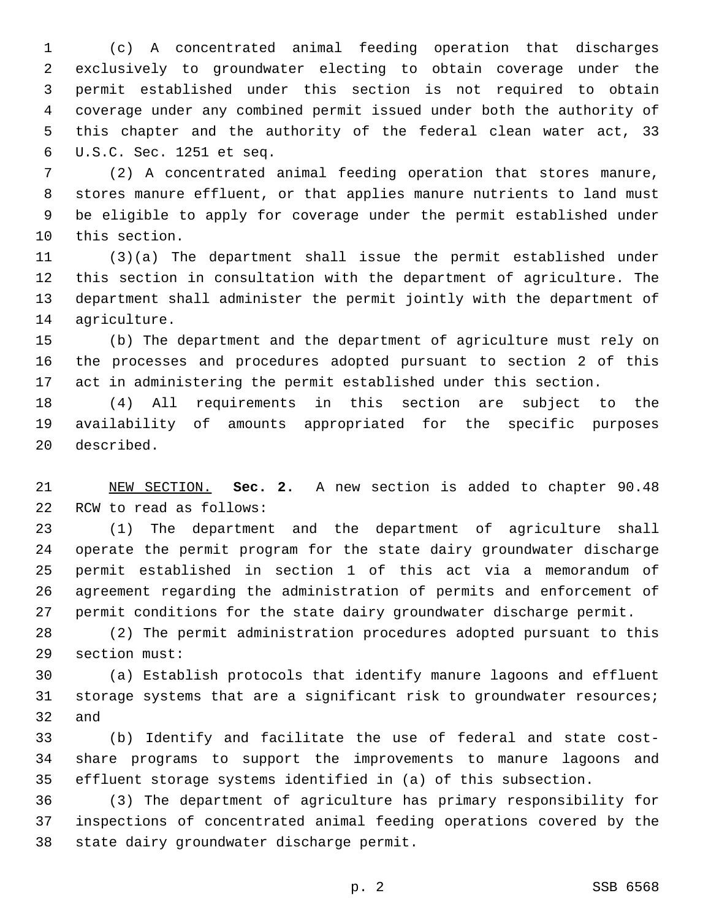(c) A concentrated animal feeding operation that discharges exclusively to groundwater electing to obtain coverage under the permit established under this section is not required to obtain coverage under any combined permit issued under both the authority of this chapter and the authority of the federal clean water act, 33 U.S.C. Sec. 1251 et seq.

(2) A concentrated animal feeding operation that stores manure, stores manure effluent, or that applies manure nutrients to land must be eligible to apply for coverage under the permit established under this section.

(3)(a) The department shall issue the permit established under this section in consultation with the department of agriculture. The department shall administer the permit jointly with the department of agriculture.

(b) The department and the department of agriculture must rely on the processes and procedures adopted pursuant to section 2 of this act in administering the permit established under this section.

(4) All requirements in this section are subject to the availability of amounts appropriated for the specific purposes described.

NEW SECTION. **Sec. 2.** A new section is added to chapter 90.48 RCW to read as follows:

(1) The department and the department of agriculture shall operate the permit program for the state dairy groundwater discharge permit established in section 1 of this act via a memorandum of agreement regarding the administration of permits and enforcement of permit conditions for the state dairy groundwater discharge permit.

(2) The permit administration procedures adopted pursuant to this section must:

(a) Establish protocols that identify manure lagoons and effluent storage systems that are a significant risk to groundwater resources; and

(b) Identify and facilitate the use of federal and state cost-share programs to support the improvements to manure lagoons and effluent storage systems identified in (a) of this subsection.

(3) The department of agriculture has primary responsibility for inspections of concentrated animal feeding operations covered by the state dairy groundwater discharge permit.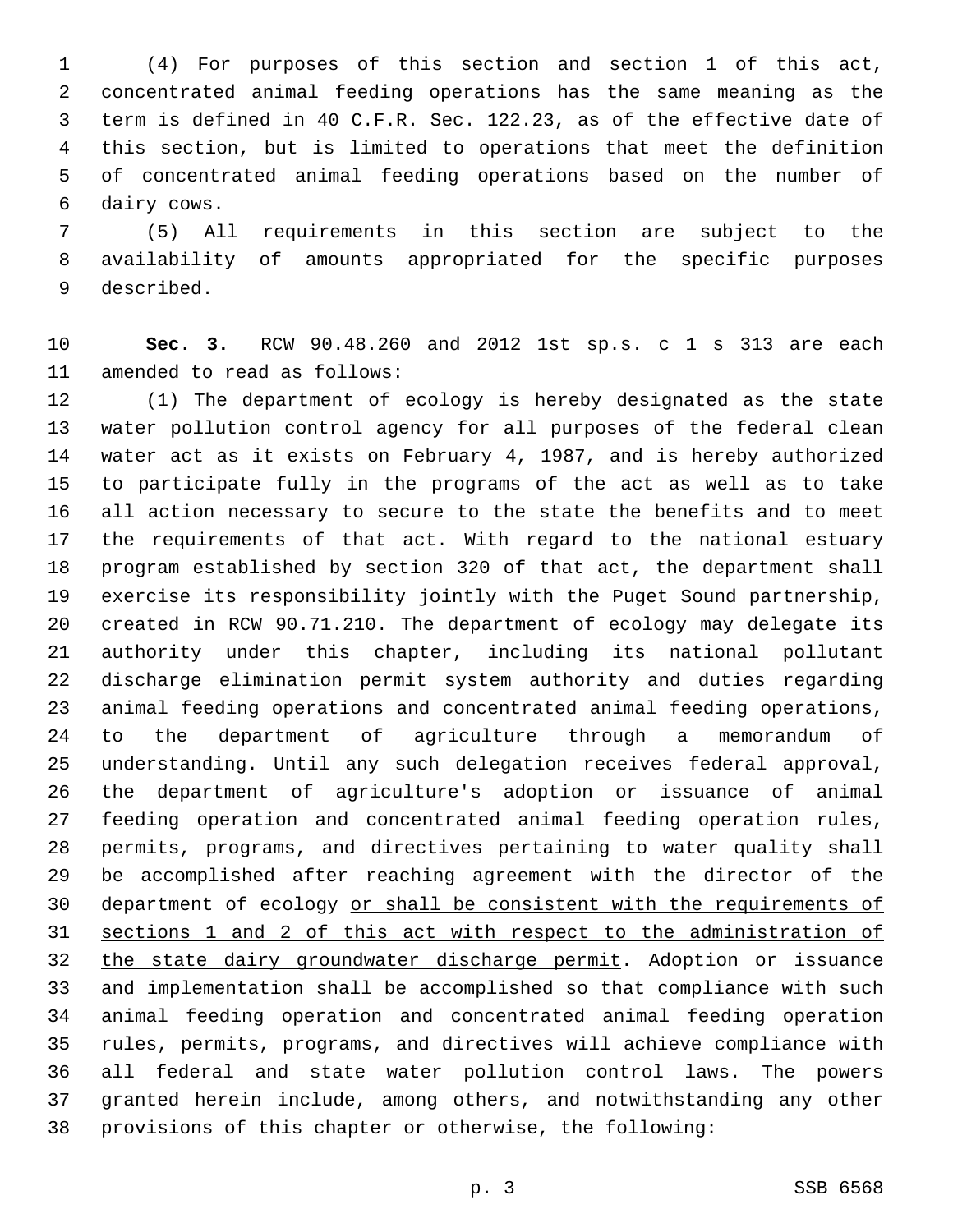(4) For purposes of this section and section 1 of this act, concentrated animal feeding operations has the same meaning as the term is defined in 40 C.F.R. Sec. 122.23, as of the effective date of this section, but is limited to operations that meet the definition of concentrated animal feeding operations based on the number of dairy cows.

(5) All requirements in this section are subject to the availability of amounts appropriated for the specific purposes described.

**Sec. 3.** RCW 90.48.260 and 2012 1st sp.s. c 1 s 313 are each amended to read as follows:

(1) The department of ecology is hereby designated as the state water pollution control agency for all purposes of the federal clean water act as it exists on February 4, 1987, and is hereby authorized to participate fully in the programs of the act as well as to take all action necessary to secure to the state the benefits and to meet the requirements of that act. With regard to the national estuary program established by section 320 of that act, the department shall exercise its responsibility jointly with the Puget Sound partnership, created in RCW 90.71.210. The department of ecology may delegate its authority under this chapter, including its national pollutant discharge elimination permit system authority and duties regarding animal feeding operations and concentrated animal feeding operations, to the department of agriculture through a memorandum of understanding. Until any such delegation receives federal approval, the department of agriculture's adoption or issuance of animal feeding operation and concentrated animal feeding operation rules, permits, programs, and directives pertaining to water quality shall be accomplished after reaching agreement with the director of the department of ecology <u>or shall be consistent with the requirements of sections 1 and 2 of this act with respect to the administration of the state dairy groundwater discharge permit</u>. Adoption or issuance and implementation shall be accomplished so that compliance with such animal feeding operation and concentrated animal feeding operation rules, permits, programs, and directives will achieve compliance with all federal and state water pollution control laws. The powers granted herein include, among others, and notwithstanding any other provisions of this chapter or otherwise, the following: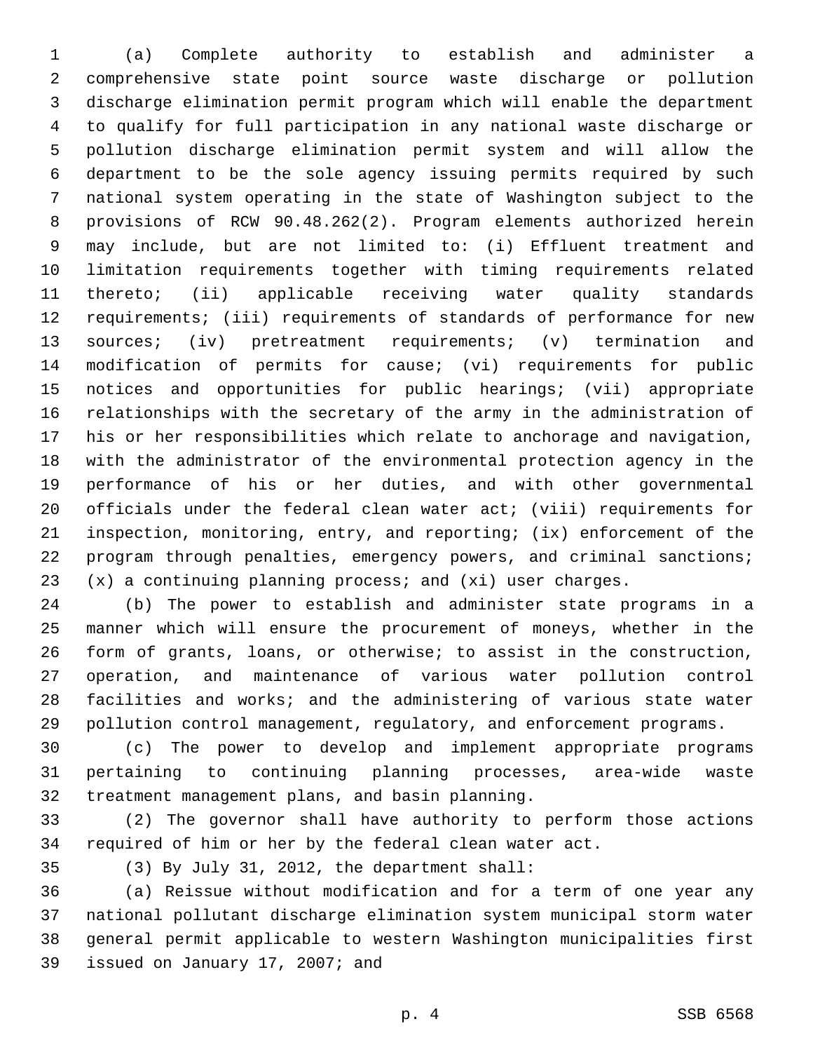(a) Complete authority to establish and administer a comprehensive state point source waste discharge or pollution discharge elimination permit program which will enable the department to qualify for full participation in any national waste discharge or pollution discharge elimination permit system and will allow the department to be the sole agency issuing permits required by such national system operating in the state of Washington subject to the provisions of RCW 90.48.262(2). Program elements authorized herein may include, but are not limited to: (i) Effluent treatment and limitation requirements together with timing requirements related thereto; (ii) applicable receiving water quality standards requirements; (iii) requirements of standards of performance for new sources; (iv) pretreatment requirements; (v) termination and modification of permits for cause; (vi) requirements for public notices and opportunities for public hearings; (vii) appropriate relationships with the secretary of the army in the administration of his or her responsibilities which relate to anchorage and navigation, with the administrator of the environmental protection agency in the performance of his or her duties, and with other governmental officials under the federal clean water act; (viii) requirements for inspection, monitoring, entry, and reporting; (ix) enforcement of the program through penalties, emergency powers, and criminal sanctions; (x) a continuing planning process; and (xi) user charges.

(b) The power to establish and administer state programs in a manner which will ensure the procurement of moneys, whether in the form of grants, loans, or otherwise; to assist in the construction, operation, and maintenance of various water pollution control facilities and works; and the administering of various state water pollution control management, regulatory, and enforcement programs.

(c) The power to develop and implement appropriate programs pertaining to continuing planning processes, area-wide waste treatment management plans, and basin planning.

(2) The governor shall have authority to perform those actions required of him or her by the federal clean water act.

(3) By July 31, 2012, the department shall:

(a) Reissue without modification and for a term of one year any national pollutant discharge elimination system municipal storm water general permit applicable to western Washington municipalities first issued on January 17, 2007; and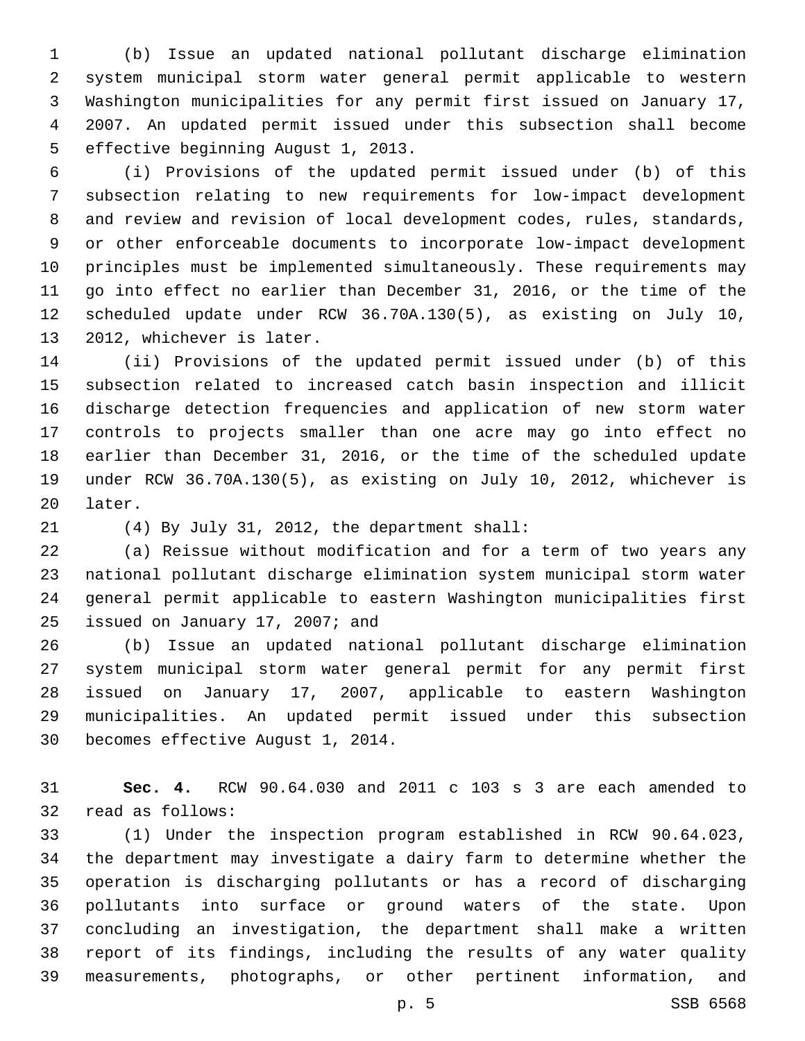(b) Issue an updated national pollutant discharge elimination system municipal storm water general permit applicable to western Washington municipalities for any permit first issued on January 17, 2007. An updated permit issued under this subsection shall become effective beginning August 1, 2013.

(i) Provisions of the updated permit issued under (b) of this subsection relating to new requirements for low-impact development and review and revision of local development codes, rules, standards, or other enforceable documents to incorporate low-impact development principles must be implemented simultaneously. These requirements may go into effect no earlier than December 31, 2016, or the time of the scheduled update under RCW 36.70A.130(5), as existing on July 10, 2012, whichever is later.

(ii) Provisions of the updated permit issued under (b) of this subsection related to increased catch basin inspection and illicit discharge detection frequencies and application of new storm water controls to projects smaller than one acre may go into effect no earlier than December 31, 2016, or the time of the scheduled update under RCW 36.70A.130(5), as existing on July 10, 2012, whichever is later.

(4) By July 31, 2012, the department shall:

(a) Reissue without modification and for a term of two years any national pollutant discharge elimination system municipal storm water general permit applicable to eastern Washington municipalities first issued on January 17, 2007; and

(b) Issue an updated national pollutant discharge elimination system municipal storm water general permit for any permit first issued on January 17, 2007, applicable to eastern Washington municipalities. An updated permit issued under this subsection becomes effective August 1, 2014.

**Sec. 4.** RCW 90.64.030 and 2011 c 103 s 3 are each amended to read as follows:

(1) Under the inspection program established in RCW 90.64.023, the department may investigate a dairy farm to determine whether the operation is discharging pollutants or has a record of discharging pollutants into surface or ground waters of the state. Upon concluding an investigation, the department shall make a written report of its findings, including the results of any water quality measurements, photographs, or other pertinent information, and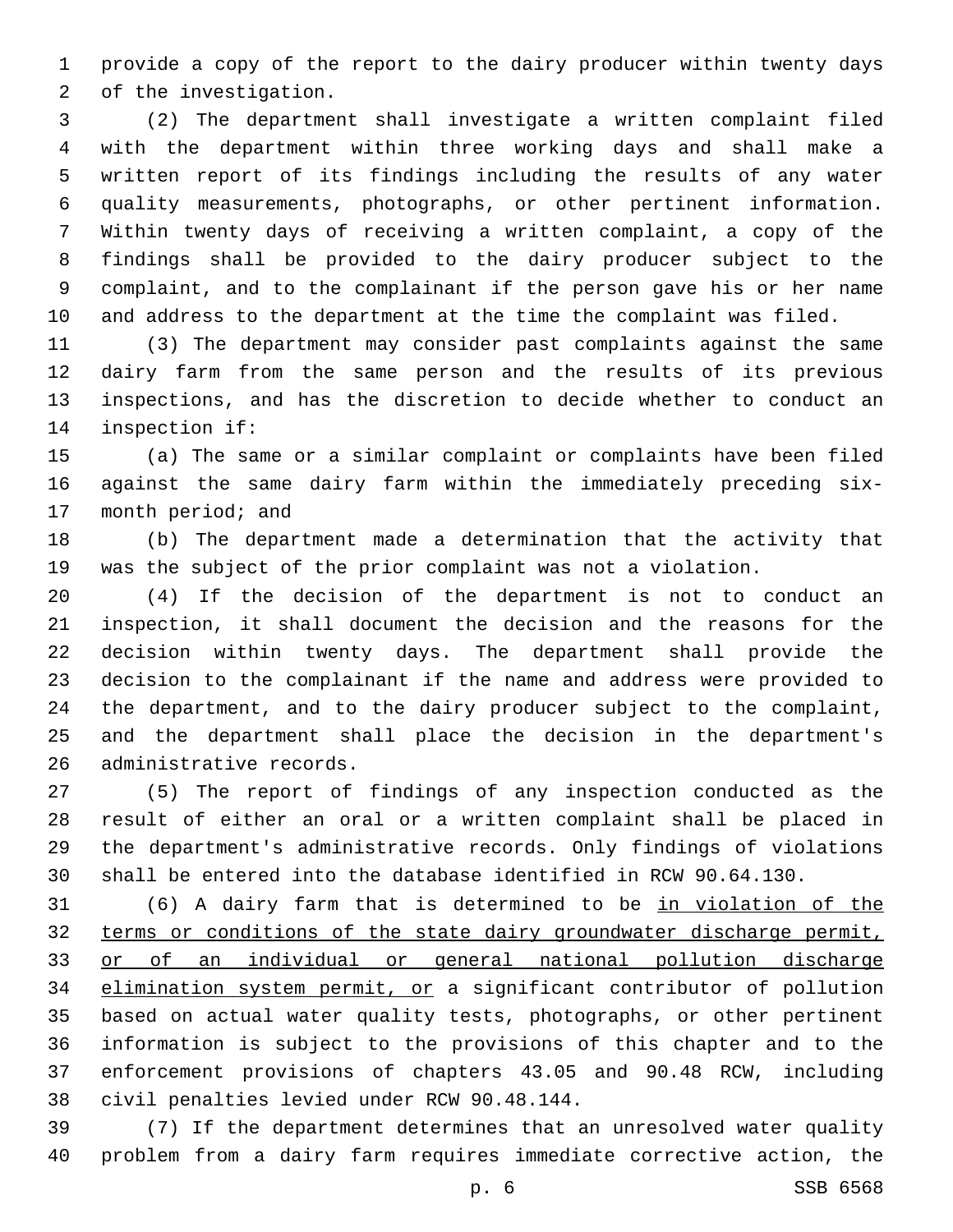provide a copy of the report to the dairy producer within twenty days of the investigation.

(2) The department shall investigate a written complaint filed with the department within three working days and shall make a written report of its findings including the results of any water quality measurements, photographs, or other pertinent information. Within twenty days of receiving a written complaint, a copy of the findings shall be provided to the dairy producer subject to the complaint, and to the complainant if the person gave his or her name and address to the department at the time the complaint was filed.

(3) The department may consider past complaints against the same dairy farm from the same person and the results of its previous inspections, and has the discretion to decide whether to conduct an inspection if:

(a) The same or a similar complaint or complaints have been filed against the same dairy farm within the immediately preceding six-month period; and

(b) The department made a determination that the activity that was the subject of the prior complaint was not a violation.

(4) If the decision of the department is not to conduct an inspection, it shall document the decision and the reasons for the decision within twenty days. The department shall provide the decision to the complainant if the name and address were provided to the department, and to the dairy producer subject to the complaint, and the department shall place the decision in the department's administrative records.

(5) The report of findings of any inspection conducted as the result of either an oral or a written complaint shall be placed in the department's administrative records. Only findings of violations shall be entered into the database identified in RCW 90.64.130.

(6) A dairy farm that is determined to be <u>in violation of the terms or conditions of the state dairy groundwater discharge permit, or of an individual or general national pollution discharge elimination system permit, or</u> a significant contributor of pollution based on actual water quality tests, photographs, or other pertinent information is subject to the provisions of this chapter and to the enforcement provisions of chapters 43.05 and 90.48 RCW, including civil penalties levied under RCW 90.48.144.

(7) If the department determines that an unresolved water quality problem from a dairy farm requires immediate corrective action, the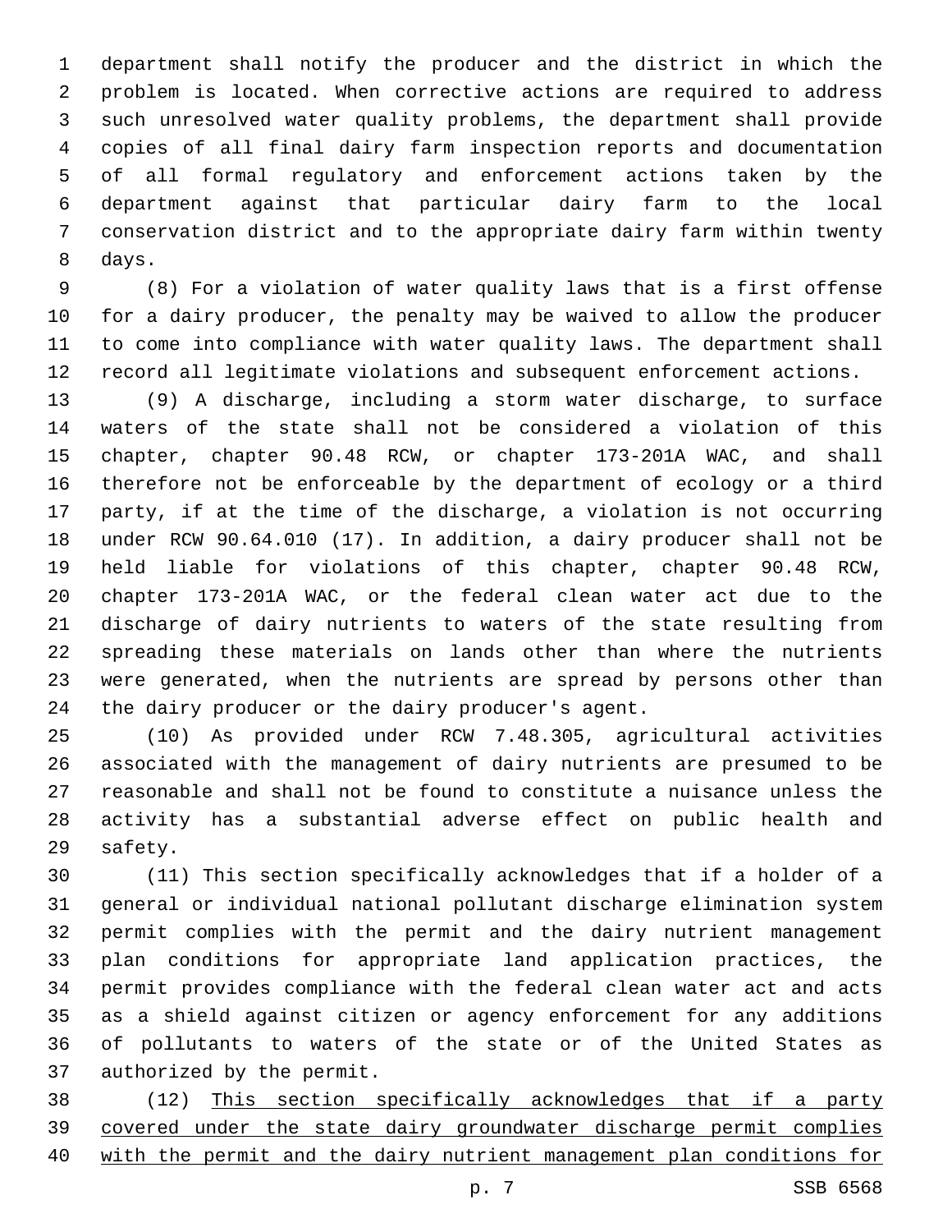department shall notify the producer and the district in which the problem is located. When corrective actions are required to address such unresolved water quality problems, the department shall provide copies of all final dairy farm inspection reports and documentation of all formal regulatory and enforcement actions taken by the department against that particular dairy farm to the local conservation district and to the appropriate dairy farm within twenty days.

(8) For a violation of water quality laws that is a first offense for a dairy producer, the penalty may be waived to allow the producer to come into compliance with water quality laws. The department shall record all legitimate violations and subsequent enforcement actions.

(9) A discharge, including a storm water discharge, to surface waters of the state shall not be considered a violation of this chapter, chapter 90.48 RCW, or chapter 173-201A WAC, and shall therefore not be enforceable by the department of ecology or a third party, if at the time of the discharge, a violation is not occurring under RCW 90.64.010 (17). In addition, a dairy producer shall not be held liable for violations of this chapter, chapter 90.48 RCW, chapter 173-201A WAC, or the federal clean water act due to the discharge of dairy nutrients to waters of the state resulting from spreading these materials on lands other than where the nutrients were generated, when the nutrients are spread by persons other than the dairy producer or the dairy producer's agent.

(10) As provided under RCW 7.48.305, agricultural activities associated with the management of dairy nutrients are presumed to be reasonable and shall not be found to constitute a nuisance unless the activity has a substantial adverse effect on public health and safety.

(11) This section specifically acknowledges that if a holder of a general or individual national pollutant discharge elimination system permit complies with the permit and the dairy nutrient management plan conditions for appropriate land application practices, the permit provides compliance with the federal clean water act and acts as a shield against citizen or agency enforcement for any additions of pollutants to waters of the state or of the United States as authorized by the permit.

(12) <u>This section specifically acknowledges that if a party covered under the state dairy groundwater discharge permit complies with the permit and the dairy nutrient management plan conditions for</u>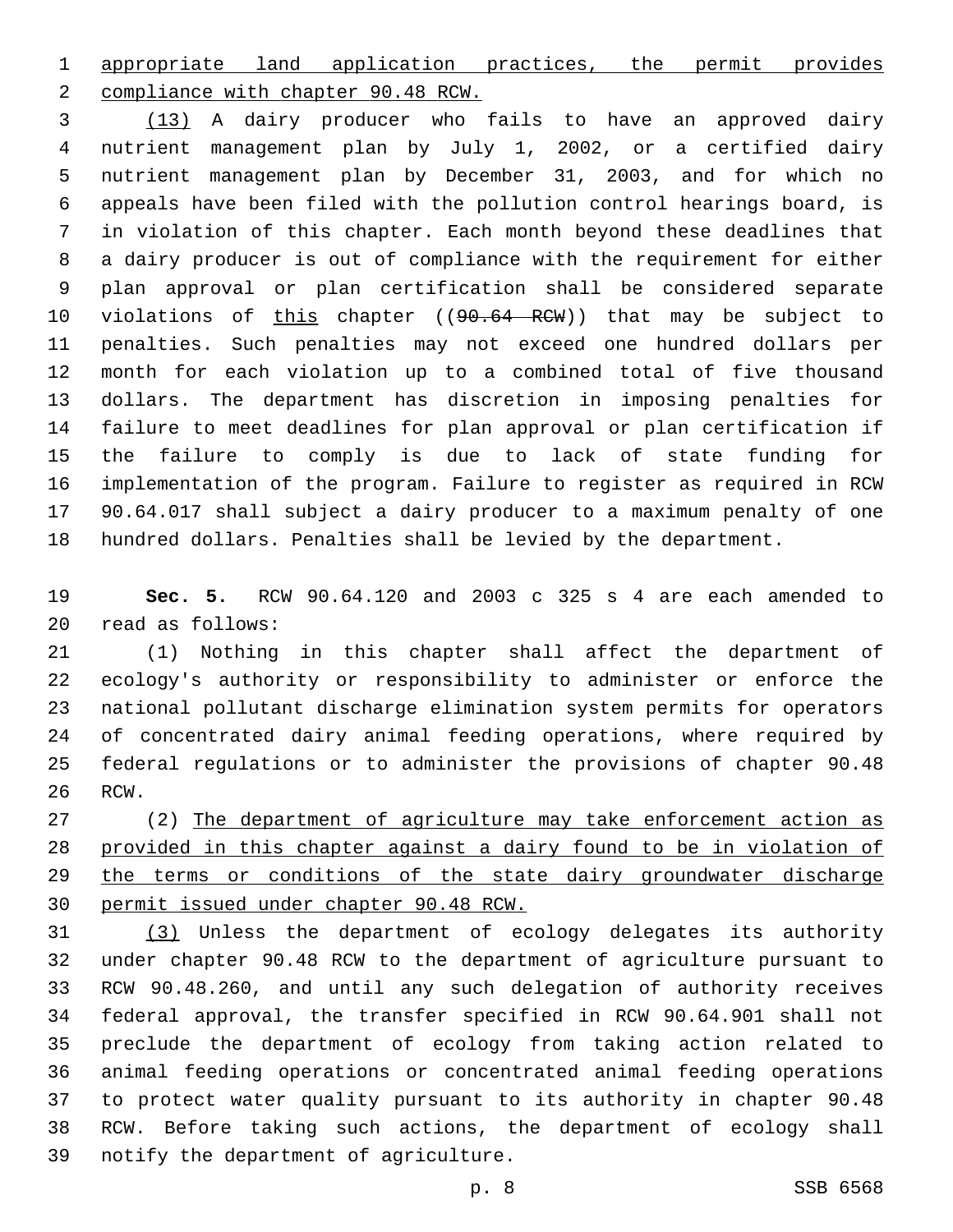appropriate land application practices, the permit provides compliance with chapter 90.48 RCW.

(13) A dairy producer who fails to have an approved dairy nutrient management plan by July 1, 2002, or a certified dairy nutrient management plan by December 31, 2003, and for which no appeals have been filed with the pollution control hearings board, is in violation of this chapter. Each month beyond these deadlines that a dairy producer is out of compliance with the requirement for either plan approval or plan certification shall be considered separate violations of this chapter ((~~90.64 RCW~~)) that may be subject to penalties. Such penalties may not exceed one hundred dollars per month for each violation up to a combined total of five thousand dollars. The department has discretion in imposing penalties for failure to meet deadlines for plan approval or plan certification if the failure to comply is due to lack of state funding for implementation of the program. Failure to register as required in RCW 90.64.017 shall subject a dairy producer to a maximum penalty of one hundred dollars. Penalties shall be levied by the department.

**Sec. 5.** RCW 90.64.120 and 2003 c 325 s 4 are each amended to read as follows:

(1) Nothing in this chapter shall affect the department of ecology's authority or responsibility to administer or enforce the national pollutant discharge elimination system permits for operators of concentrated dairy animal feeding operations, where required by federal regulations or to administer the provisions of chapter 90.48 RCW.

(2) The department of agriculture may take enforcement action as provided in this chapter against a dairy found to be in violation of the terms or conditions of the state dairy groundwater discharge permit issued under chapter 90.48 RCW.

(3) Unless the department of ecology delegates its authority under chapter 90.48 RCW to the department of agriculture pursuant to RCW 90.48.260, and until any such delegation of authority receives federal approval, the transfer specified in RCW 90.64.901 shall not preclude the department of ecology from taking action related to animal feeding operations or concentrated animal feeding operations to protect water quality pursuant to its authority in chapter 90.48 RCW. Before taking such actions, the department of ecology shall notify the department of agriculture.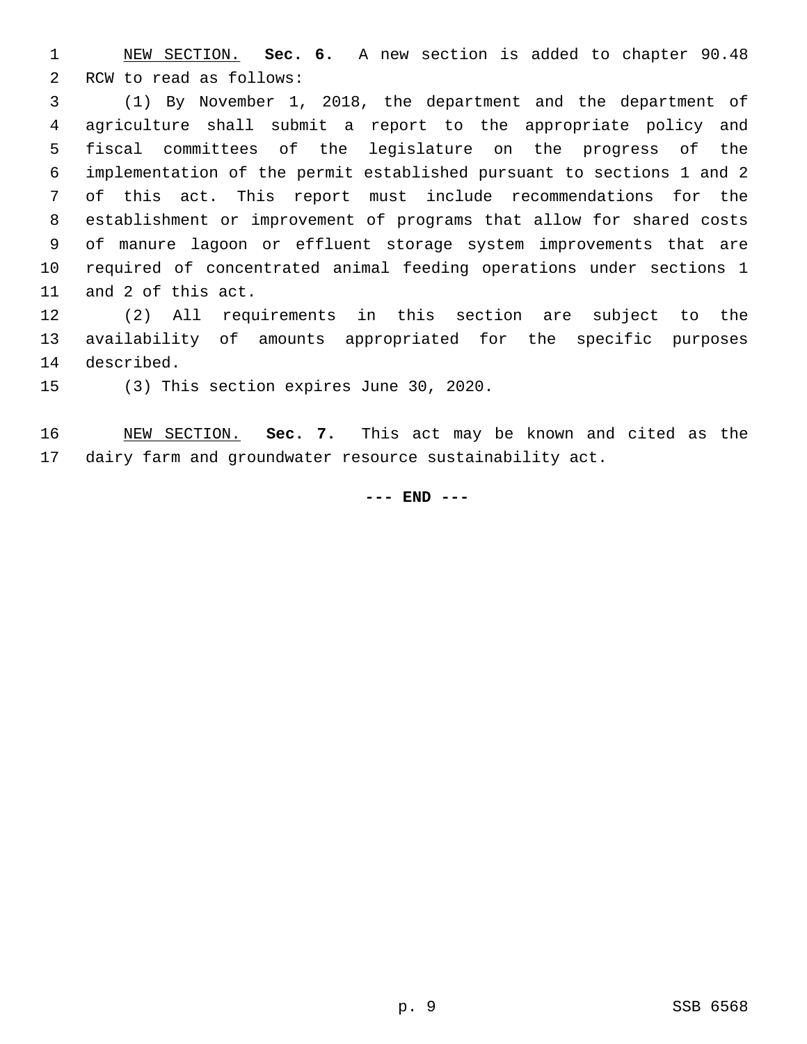NEW SECTION. **Sec. 6.** A new section is added to chapter 90.48 RCW to read as follows:

(1) By November 1, 2018, the department and the department of agriculture shall submit a report to the appropriate policy and fiscal committees of the legislature on the progress of the implementation of the permit established pursuant to sections 1 and 2 of this act. This report must include recommendations for the establishment or improvement of programs that allow for shared costs of manure lagoon or effluent storage system improvements that are required of concentrated animal feeding operations under sections 1 and 2 of this act.

(2) All requirements in this section are subject to the availability of amounts appropriated for the specific purposes described.

(3) This section expires June 30, 2020.

NEW SECTION. **Sec. 7.** This act may be known and cited as the dairy farm and groundwater resource sustainability act.

**--- END ---**